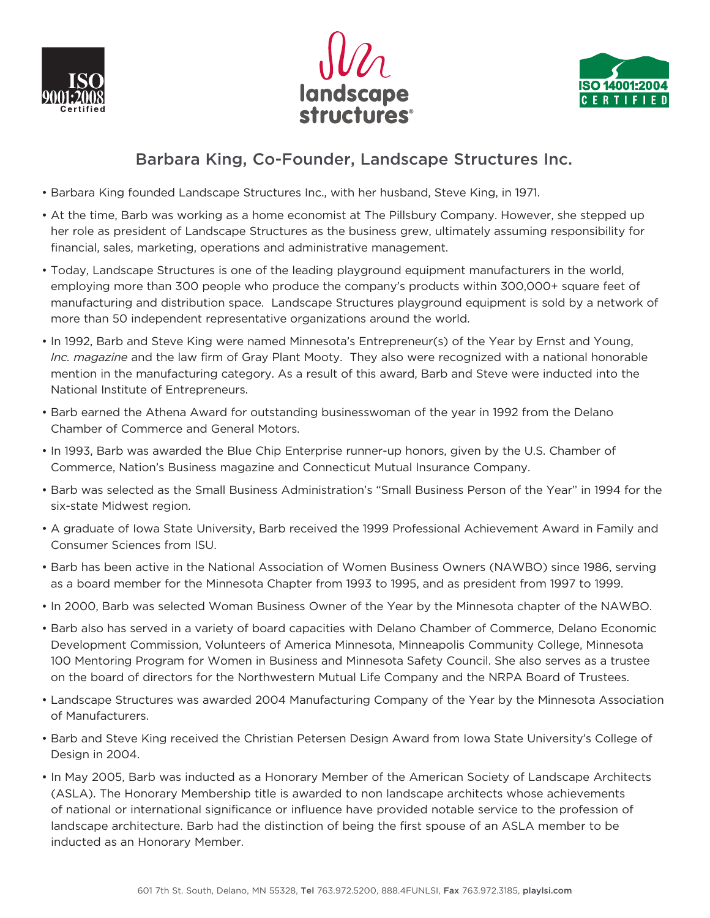# Barbara King, Co-Founder, Landscape Structures Inc.

- Barbara King founded Landscape Structures Inc., with her husband, Steve King, in 1971.
- At the time, Barb was working as a home economist at The Pillsbury Company. However, she stepped up her role as president of Landscape Structures as the business grew, ultimately assuming responsibility for financial, sales, marketing, operations and administrative management.
- Today, Landscape Structures is one of the leading playground equipment manufacturers in the world, employing more than 300 people who produce the company's products within 300,000+ square feet of manufacturing and distribution space. Landscape Structures playground equipment is sold by a network of more than 50 independent representative organizations around the world.
- In 1992, Barb and Steve King were named Minnesota's Entrepreneur(s) of the Year by Ernst and Young, *Inc. magazine* and the law firm of Gray Plant Mooty. They also were recognized with a national honorable mention in the manufacturing category. As a result of this award, Barb and Steve were inducted into the National Institute of Entrepreneurs.
- Barb earned the Athena Award for outstanding businesswoman of the year in 1992 from the Delano Chamber of Commerce and General Motors.
- In 1993, Barb was awarded the Blue Chip Enterprise runner-up honors, given by the U.S. Chamber of Commerce, Nation's Business magazine and Connecticut Mutual Insurance Company.
- Barb was selected as the Small Business Administration's "Small Business Person of the Year" in 1994 for the six-state Midwest region.
- A graduate of Iowa State University, Barb received the 1999 Professional Achievement Award in Family and Consumer Sciences from ISU.
- Barb has been active in the National Association of Women Business Owners (NAWBO) since 1986, serving as a board member for the Minnesota Chapter from 1993 to 1995, and as president from 1997 to 1999.
- In 2000, Barb was selected Woman Business Owner of the Year by the Minnesota chapter of the NAWBO.
- Barb also has served in a variety of board capacities with Delano Chamber of Commerce, Delano Economic Development Commission, Volunteers of America Minnesota, Minneapolis Community College, Minnesota 100 Mentoring Program for Women in Business and Minnesota Safety Council. She also serves as a trustee on the board of directors for the Northwestern Mutual Life Company and the NRPA Board of Trustees.
- Landscape Structures was awarded 2004 Manufacturing Company of the Year by the Minnesota Association of Manufacturers.
- Barb and Steve King received the Christian Petersen Design Award from Iowa State University's College of Design in 2004.
- In May 2005, Barb was inducted as a Honorary Member of the American Society of Landscape Architects (ASLA). The Honorary Membership title is awarded to non landscape architects whose achievements of national or international significance or influence have provided notable service to the profession of landscape architecture. Barb had the distinction of being the first spouse of an ASLA member to be inducted as an Honorary Member.

601 7th St. South, Delano, MN 55328, **Tel** 763.972.5200, 888.4FUNLSI, **Fax** 763.972.3185, **playlsi.com**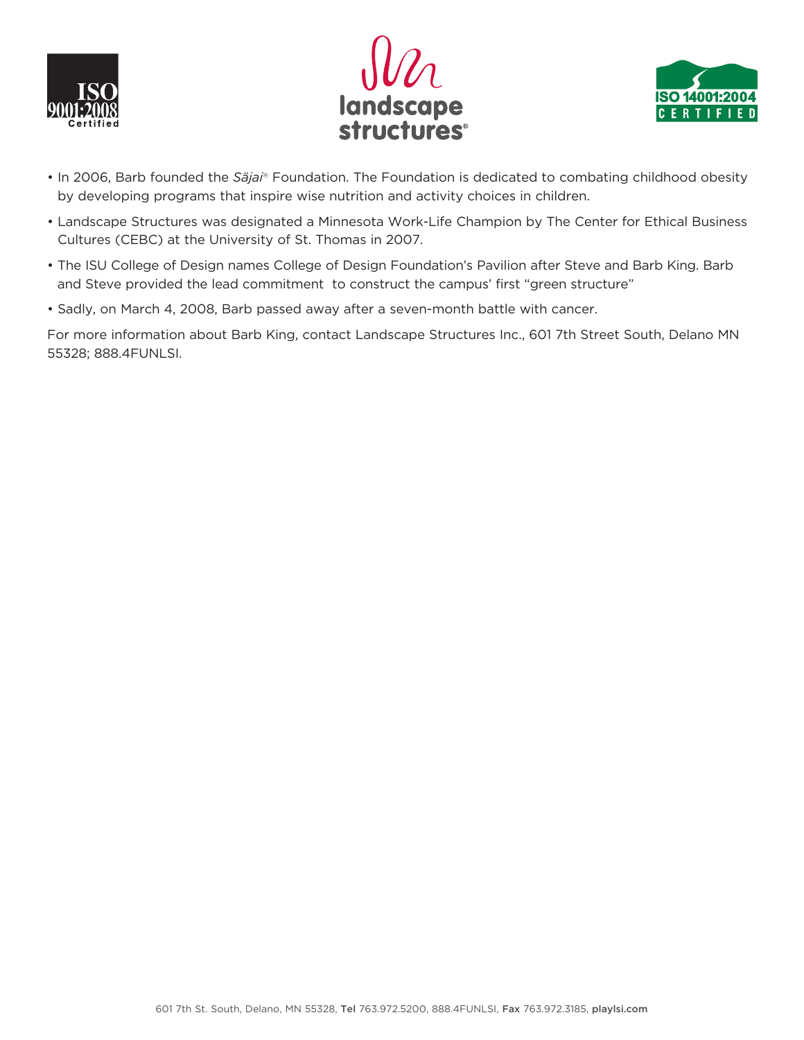- In 2006, Barb founded the *Säjai*® Foundation. The Foundation is dedicated to combating childhood obesity by developing programs that inspire wise nutrition and activity choices in children.
- Landscape Structures was designated a Minnesota Work-Life Champion by The Center for Ethical Business Cultures (CEBC) at the University of St. Thomas in 2007.
- The ISU College of Design names College of Design Foundation's Pavilion after Steve and Barb King. Barb and Steve provided the lead commitment to construct the campus' first "green structure"
- Sadly, on March 4, 2008, Barb passed away after a seven-month battle with cancer.

For more information about Barb King, contact Landscape Structures Inc., 601 7th Street South, Delano MN 55328; 888.4FUNLSI.